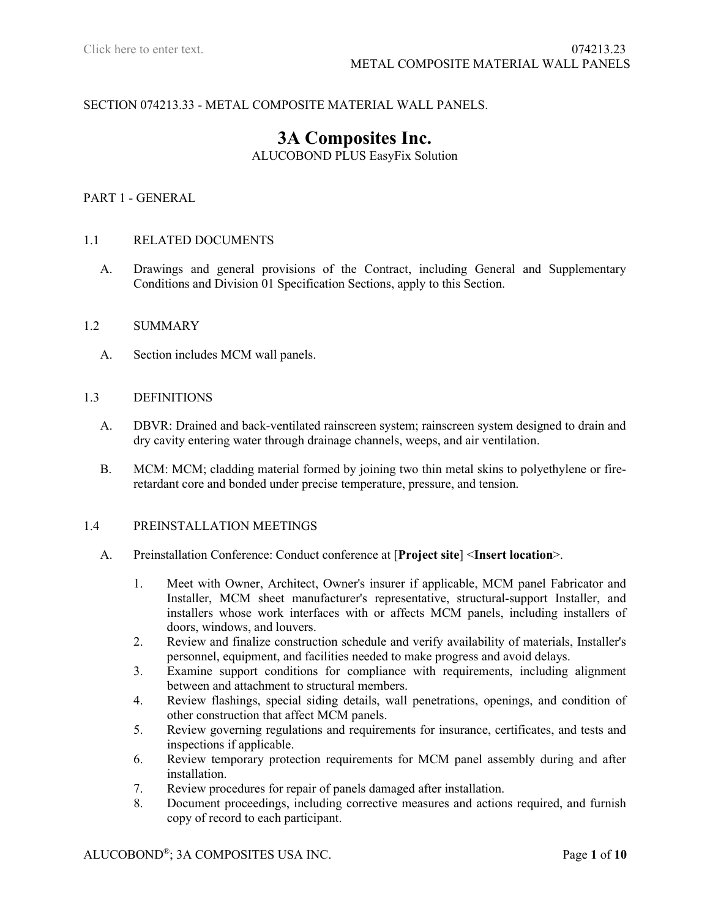SECTION 074213.33 - METAL COMPOSITE MATERIAL WALL PANELS.

# 3A Composites Inc.

ALUCOBOND PLUS EasyFix Solution

## PART 1 - GENERAL

### 1.1 RELATED DOCUMENTS

A. Drawings and general provisions of the Contract, including General and Supplementary Conditions and Division 01 Specification Sections, apply to this Section.

### 1.2 SUMMARY

A. Section includes MCM wall panels.

### 1.3 DEFINITIONS

A. DBVR: Drained and back-ventilated rainscreen system; rainscreen system designed to drain and dry cavity entering water through drainage channels, weeps, and air ventilation.

B. MCM: MCM; cladding material formed by joining two thin metal skins to polyethylene or fire-retardant core and bonded under precise temperature, pressure, and tension.

### 1.4 PREINSTALLATION MEETINGS

A. Preinstallation Conference: Conduct conference at [**Project site**] <**Insert location**>.

1. Meet with Owner, Architect, Owner's insurer if applicable, MCM panel Fabricator and Installer, MCM sheet manufacturer's representative, structural-support Installer, and installers whose work interfaces with or affects MCM panels, including installers of doors, windows, and louvers.
2. Review and finalize construction schedule and verify availability of materials, Installer's personnel, equipment, and facilities needed to make progress and avoid delays.
3. Examine support conditions for compliance with requirements, including alignment between and attachment to structural members.
4. Review flashings, special siding details, wall penetrations, openings, and condition of other construction that affect MCM panels.
5. Review governing regulations and requirements for insurance, certificates, and tests and inspections if applicable.
6. Review temporary protection requirements for MCM panel assembly during and after installation.
7. Review procedures for repair of panels damaged after installation.
8. Document proceedings, including corrective measures and actions required, and furnish copy of record to each participant.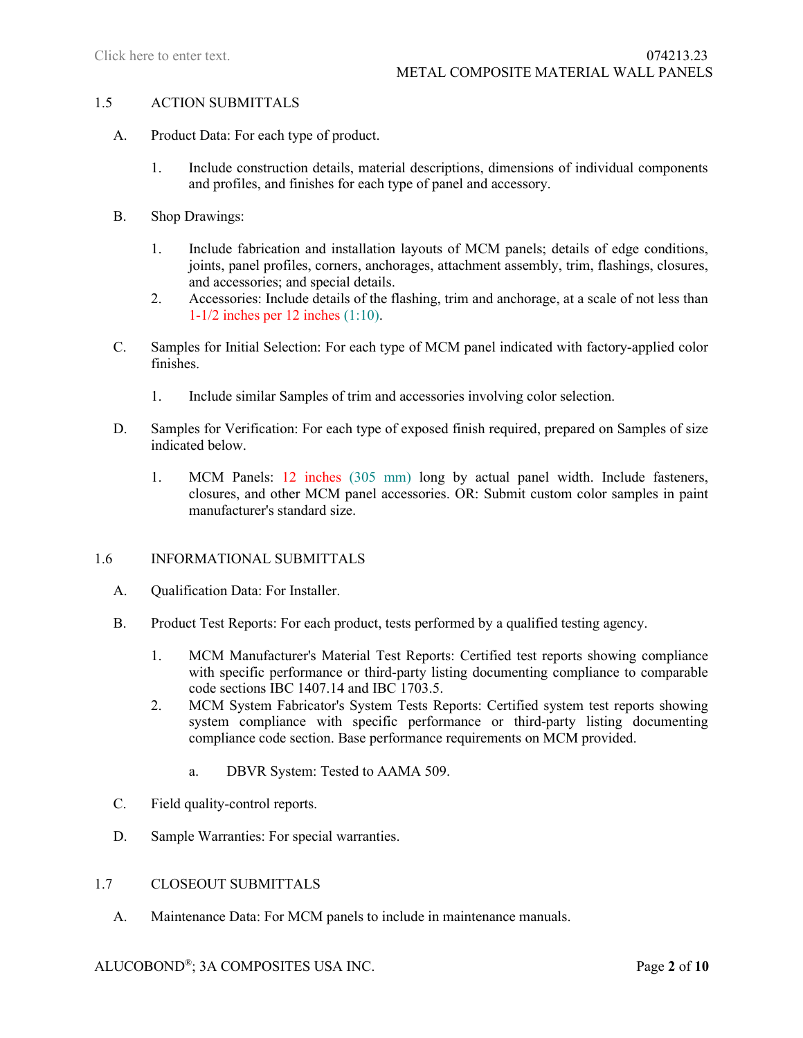## 1.5 ACTION SUBMITTALS

A. Product Data: For each type of product.

   1. Include construction details, material descriptions, dimensions of individual components and profiles, and finishes for each type of panel and accessory.

B. Shop Drawings:

   1. Include fabrication and installation layouts of MCM panels; details of edge conditions, joints, panel profiles, corners, anchorages, attachment assembly, trim, flashings, closures, and accessories; and special details.
   2. Accessories: Include details of the flashing, trim and anchorage, at a scale of not less than 1-1/2 inches per 12 inches (1:10).

C. Samples for Initial Selection: For each type of MCM panel indicated with factory-applied color finishes.

   1. Include similar Samples of trim and accessories involving color selection.

D. Samples for Verification: For each type of exposed finish required, prepared on Samples of size indicated below.

   1. MCM Panels: 12 inches (305 mm) long by actual panel width. Include fasteners, closures, and other MCM panel accessories. OR: Submit custom color samples in paint manufacturer's standard size.

## 1.6 INFORMATIONAL SUBMITTALS

A. Qualification Data: For Installer.

B. Product Test Reports: For each product, tests performed by a qualified testing agency.

   1. MCM Manufacturer's Material Test Reports: Certified test reports showing compliance with specific performance or third-party listing documenting compliance to comparable code sections IBC 1407.14 and IBC 1703.5.
   2. MCM System Fabricator's System Tests Reports: Certified system test reports showing system compliance with specific performance or third-party listing documenting compliance code section. Base performance requirements on MCM provided.

      a. DBVR System: Tested to AAMA 509.

C. Field quality-control reports.

D. Sample Warranties: For special warranties.

## 1.7 CLOSEOUT SUBMITTALS

A. Maintenance Data: For MCM panels to include in maintenance manuals.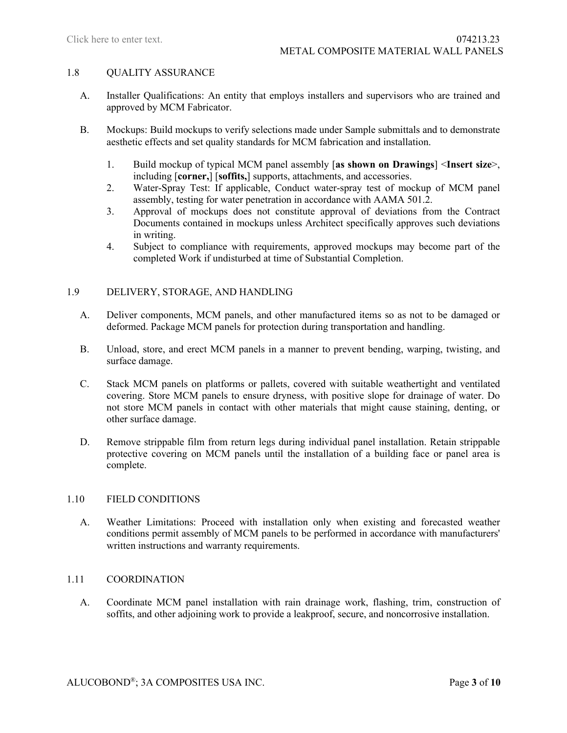## 1.8 QUALITY ASSURANCE

A. Installer Qualifications: An entity that employs installers and supervisors who are trained and approved by MCM Fabricator.

B. Mockups: Build mockups to verify selections made under Sample submittals and to demonstrate aesthetic effects and set quality standards for MCM fabrication and installation.

1. Build mockup of typical MCM panel assembly [**as shown on Drawings**] <**Insert size**>, including [**corner,**] [**soffits,**] supports, attachments, and accessories.
2. Water-Spray Test: If applicable, Conduct water-spray test of mockup of MCM panel assembly, testing for water penetration in accordance with AAMA 501.2.
3. Approval of mockups does not constitute approval of deviations from the Contract Documents contained in mockups unless Architect specifically approves such deviations in writing.
4. Subject to compliance with requirements, approved mockups may become part of the completed Work if undisturbed at time of Substantial Completion.

## 1.9 DELIVERY, STORAGE, AND HANDLING

A. Deliver components, MCM panels, and other manufactured items so as not to be damaged or deformed. Package MCM panels for protection during transportation and handling.

B. Unload, store, and erect MCM panels in a manner to prevent bending, warping, twisting, and surface damage.

C. Stack MCM panels on platforms or pallets, covered with suitable weathertight and ventilated covering. Store MCM panels to ensure dryness, with positive slope for drainage of water. Do not store MCM panels in contact with other materials that might cause staining, denting, or other surface damage.

D. Remove strippable film from return legs during individual panel installation. Retain strippable protective covering on MCM panels until the installation of a building face or panel area is complete.

## 1.10 FIELD CONDITIONS

A. Weather Limitations: Proceed with installation only when existing and forecasted weather conditions permit assembly of MCM panels to be performed in accordance with manufacturers' written instructions and warranty requirements.

## 1.11 COORDINATION

A. Coordinate MCM panel installation with rain drainage work, flashing, trim, construction of soffits, and other adjoining work to provide a leakproof, secure, and noncorrosive installation.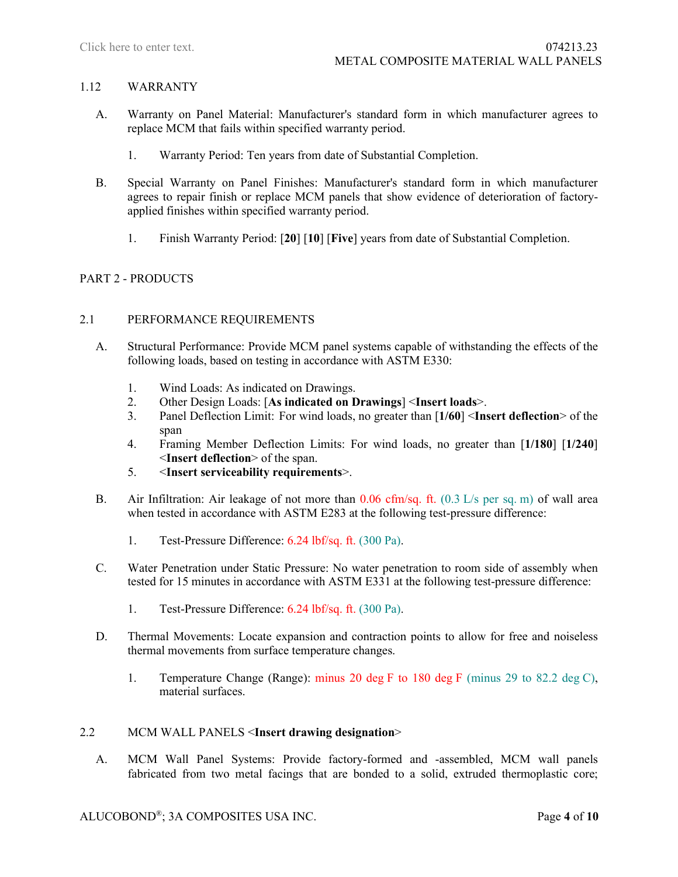## 1.12 WARRANTY

A. Warranty on Panel Material: Manufacturer's standard form in which manufacturer agrees to replace MCM that fails within specified warranty period.

   1. Warranty Period: Ten years from date of Substantial Completion.

B. Special Warranty on Panel Finishes: Manufacturer's standard form in which manufacturer agrees to repair finish or replace MCM panels that show evidence of deterioration of factory-applied finishes within specified warranty period.

   1. Finish Warranty Period: [**20**] [**10**] [**Five**] years from date of Substantial Completion.

# PART 2 - PRODUCTS

## 2.1 PERFORMANCE REQUIREMENTS

A. Structural Performance: Provide MCM panel systems capable of withstanding the effects of the following loads, based on testing in accordance with ASTM E330:

   1. Wind Loads: As indicated on Drawings.
   2. Other Design Loads: [**As indicated on Drawings**] <**Insert loads**>.
   3. Panel Deflection Limit: For wind loads, no greater than [**1/60**] <**Insert deflection**> of the span
   4. Framing Member Deflection Limits: For wind loads, no greater than [**1/180**] [**1/240**] <**Insert deflection**> of the span.
   5. <**Insert serviceability requirements**>.

B. Air Infiltration: Air leakage of not more than 0.06 cfm/sq. ft. (0.3 L/s per sq. m) of wall area when tested in accordance with ASTM E283 at the following test-pressure difference:

   1. Test-Pressure Difference: 6.24 lbf/sq. ft. (300 Pa).

C. Water Penetration under Static Pressure: No water penetration to room side of assembly when tested for 15 minutes in accordance with ASTM E331 at the following test-pressure difference:

   1. Test-Pressure Difference: 6.24 lbf/sq. ft. (300 Pa).

D. Thermal Movements: Locate expansion and contraction points to allow for free and noiseless thermal movements from surface temperature changes.

   1. Temperature Change (Range): minus 20 deg F to 180 deg F (minus 29 to 82.2 deg C), material surfaces.

## 2.2 MCM WALL PANELS <**Insert drawing designation**>

A. MCM Wall Panel Systems: Provide factory-formed and -assembled, MCM wall panels fabricated from two metal facings that are bonded to a solid, extruded thermoplastic core;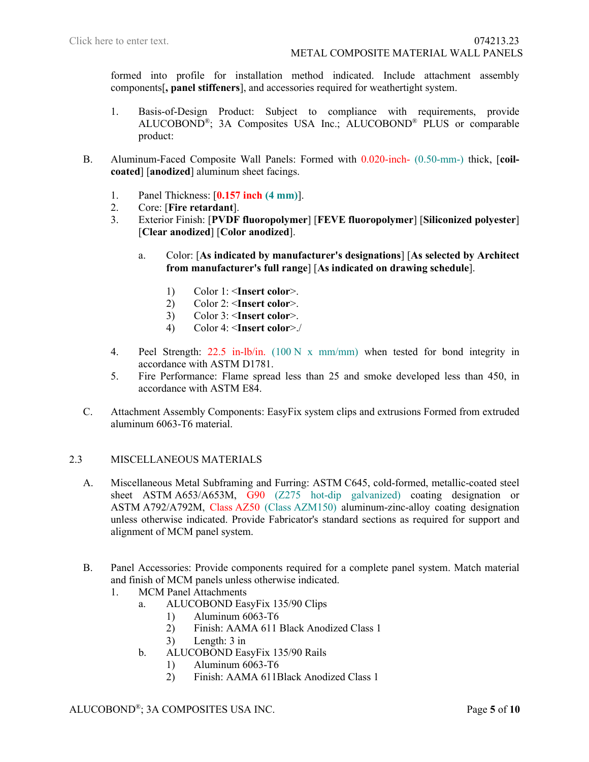formed into profile for installation method indicated. Include attachment assembly components[**, panel stiffeners**], and accessories required for weathertight system.

1. Basis-of-Design Product: Subject to compliance with requirements, provide ALUCOBOND®; 3A Composites USA Inc.; ALUCOBOND® PLUS or comparable product:

B. Aluminum-Faced Composite Wall Panels: Formed with 0.020-inch- (0.50-mm-) thick, [**coil-coated**] [**anodized**] aluminum sheet facings.

1. Panel Thickness: [**0.157 inch (4 mm)**].
2. Core: [**Fire retardant**].
3. Exterior Finish: [**PVDF fluoropolymer**] [**FEVE fluoropolymer**] [**Siliconized polyester**] [**Clear anodized**] [**Color anodized**].
   a. Color: [**As indicated by manufacturer's designations**] [**As selected by Architect from manufacturer's full range**] [**As indicated on drawing schedule**].
      1) Color 1: <**Insert color**>.
      2) Color 2: <**Insert color**>.
      3) Color 3: <**Insert color**>.
      4) Color 4: <**Insert color**>./
4. Peel Strength: 22.5 in-lb/in. (100 N x mm/mm) when tested for bond integrity in accordance with ASTM D1781.
5. Fire Performance: Flame spread less than 25 and smoke developed less than 450, in accordance with ASTM E84.

C. Attachment Assembly Components: EasyFix system clips and extrusions Formed from extruded aluminum 6063-T6 material.

## 2.3 MISCELLANEOUS MATERIALS

A. Miscellaneous Metal Subframing and Furring: ASTM C645, cold-formed, metallic-coated steel sheet ASTM A653/A653M, G90 (Z275 hot-dip galvanized) coating designation or ASTM A792/A792M, Class AZ50 (Class AZM150) aluminum-zinc-alloy coating designation unless otherwise indicated. Provide Fabricator's standard sections as required for support and alignment of MCM panel system.

B. Panel Accessories: Provide components required for a complete panel system. Match material and finish of MCM panels unless otherwise indicated.

1. MCM Panel Attachments
   a. ALUCOBOND EasyFix 135/90 Clips
      1) Aluminum 6063-T6
      2) Finish: AAMA 611 Black Anodized Class 1
      3) Length: 3 in
   b. ALUCOBOND EasyFix 135/90 Rails
      1) Aluminum 6063-T6
      2) Finish: AAMA 611Black Anodized Class 1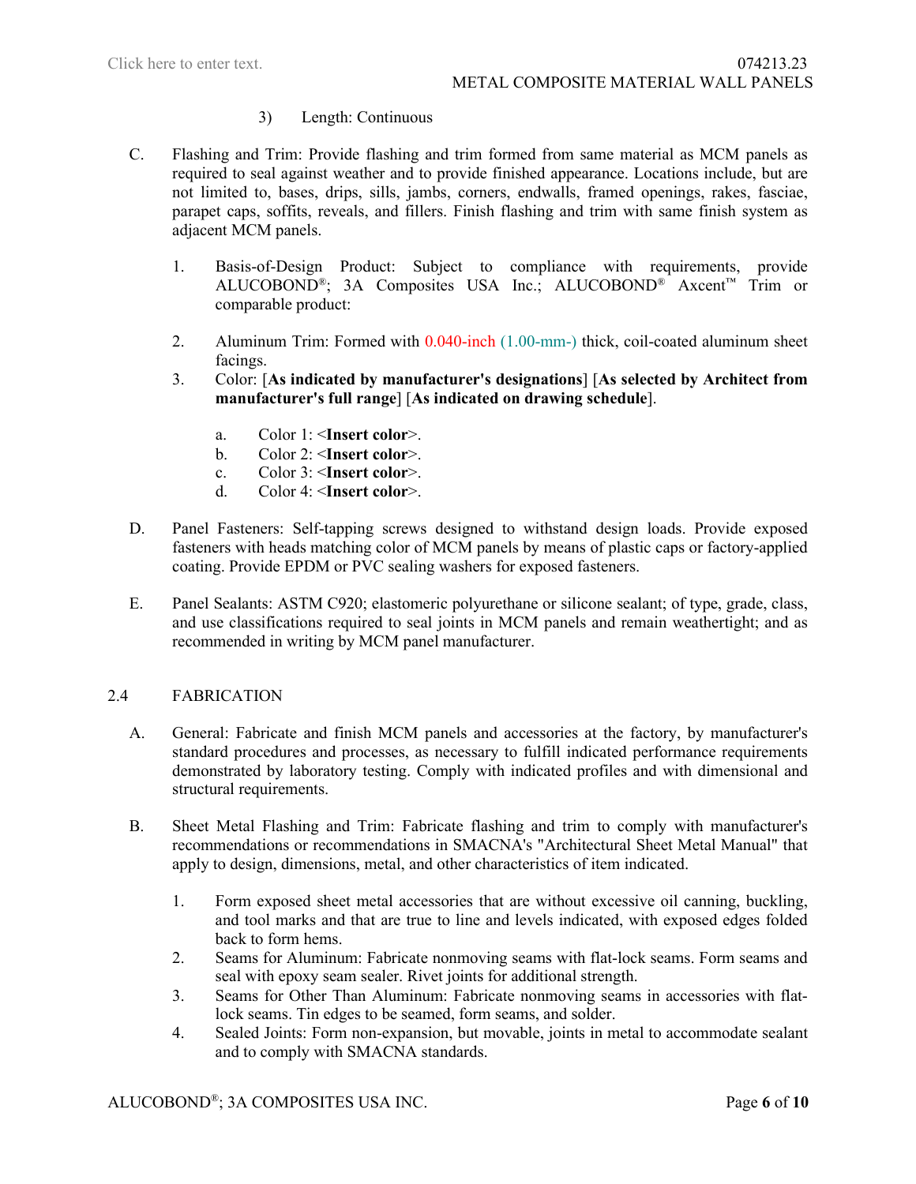3) Length: Continuous

C. Flashing and Trim: Provide flashing and trim formed from same material as MCM panels as required to seal against weather and to provide finished appearance. Locations include, but are not limited to, bases, drips, sills, jambs, corners, endwalls, framed openings, rakes, fasciae, parapet caps, soffits, reveals, and fillers. Finish flashing and trim with same finish system as adjacent MCM panels.

1. Basis-of-Design Product: Subject to compliance with requirements, provide ALUCOBOND®; 3A Composites USA Inc.; ALUCOBOND® Axcent™ Trim or comparable product:

2. Aluminum Trim: Formed with 0.040-inch (1.00-mm-) thick, coil-coated aluminum sheet facings.

3. Color: [**As indicated by manufacturer's designations**] [**As selected by Architect from manufacturer's full range**] [**As indicated on drawing schedule**].

   a. Color 1: <**Insert color**>.
   b. Color 2: <**Insert color**>.
   c. Color 3: <**Insert color**>.
   d. Color 4: <**Insert color**>.

D. Panel Fasteners: Self-tapping screws designed to withstand design loads. Provide exposed fasteners with heads matching color of MCM panels by means of plastic caps or factory-applied coating. Provide EPDM or PVC sealing washers for exposed fasteners.

E. Panel Sealants: ASTM C920; elastomeric polyurethane or silicone sealant; of type, grade, class, and use classifications required to seal joints in MCM panels and remain weathertight; and as recommended in writing by MCM panel manufacturer.

## 2.4 FABRICATION

A. General: Fabricate and finish MCM panels and accessories at the factory, by manufacturer's standard procedures and processes, as necessary to fulfill indicated performance requirements demonstrated by laboratory testing. Comply with indicated profiles and with dimensional and structural requirements.

B. Sheet Metal Flashing and Trim: Fabricate flashing and trim to comply with manufacturer's recommendations or recommendations in SMACNA's "Architectural Sheet Metal Manual" that apply to design, dimensions, metal, and other characteristics of item indicated.

1. Form exposed sheet metal accessories that are without excessive oil canning, buckling, and tool marks and that are true to line and levels indicated, with exposed edges folded back to form hems.
2. Seams for Aluminum: Fabricate nonmoving seams with flat-lock seams. Form seams and seal with epoxy seam sealer. Rivet joints for additional strength.
3. Seams for Other Than Aluminum: Fabricate nonmoving seams in accessories with flat-lock seams. Tin edges to be seamed, form seams, and solder.
4. Sealed Joints: Form non-expansion, but movable, joints in metal to accommodate sealant and to comply with SMACNA standards.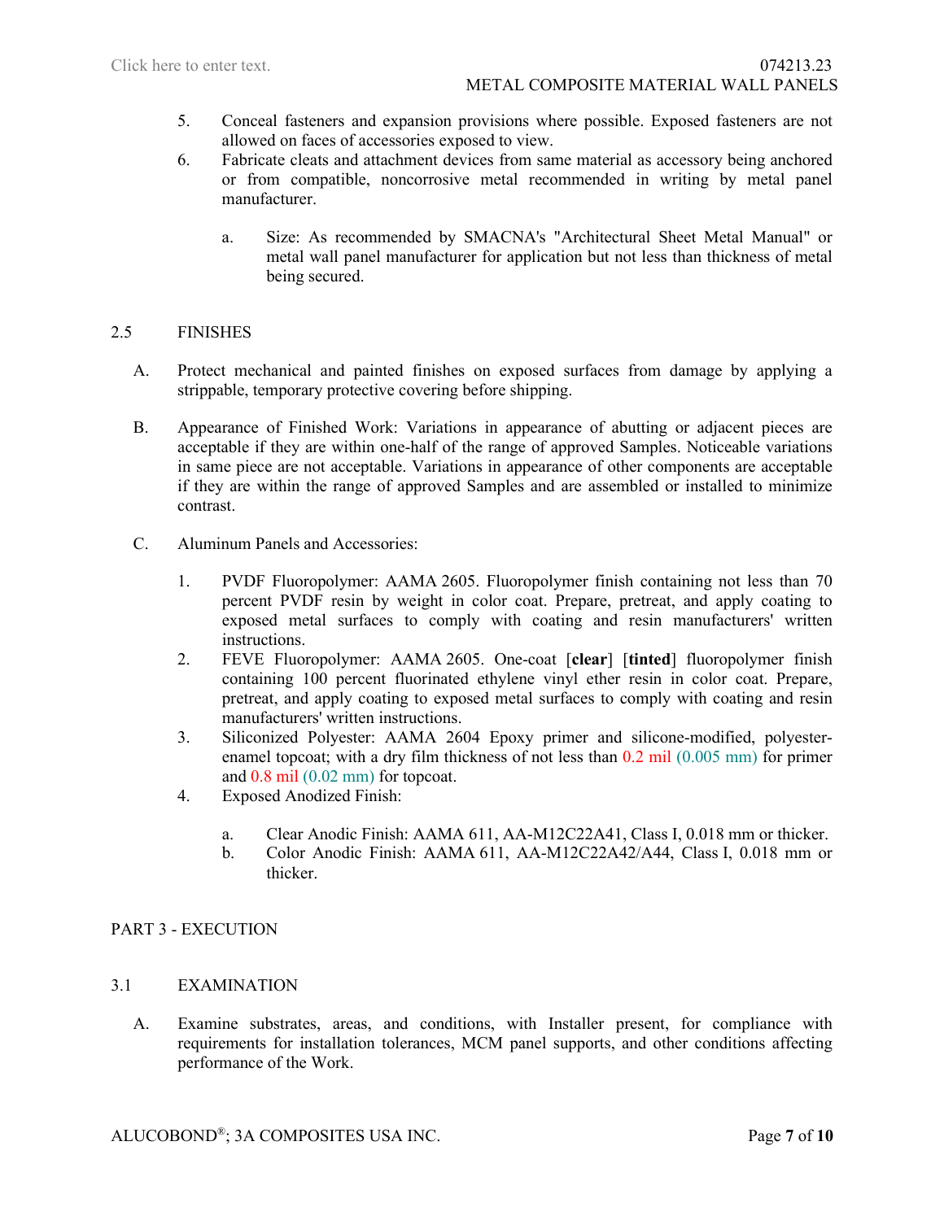5. Conceal fasteners and expansion provisions where possible. Exposed fasteners are not allowed on faces of accessories exposed to view.
6. Fabricate cleats and attachment devices from same material as accessory being anchored or from compatible, noncorrosive metal recommended in writing by metal panel manufacturer.

    a. Size: As recommended by SMACNA's "Architectural Sheet Metal Manual" or metal wall panel manufacturer for application but not less than thickness of metal being secured.

## 2.5 FINISHES

A. Protect mechanical and painted finishes on exposed surfaces from damage by applying a strippable, temporary protective covering before shipping.

B. Appearance of Finished Work: Variations in appearance of abutting or adjacent pieces are acceptable if they are within one-half of the range of approved Samples. Noticeable variations in same piece are not acceptable. Variations in appearance of other components are acceptable if they are within the range of approved Samples and are assembled or installed to minimize contrast.

C. Aluminum Panels and Accessories:

1. PVDF Fluoropolymer: AAMA 2605. Fluoropolymer finish containing not less than 70 percent PVDF resin by weight in color coat. Prepare, pretreat, and apply coating to exposed metal surfaces to comply with coating and resin manufacturers' written instructions.
2. FEVE Fluoropolymer: AAMA 2605. One-coat [**clear**] [**tinted**] fluoropolymer finish containing 100 percent fluorinated ethylene vinyl ether resin in color coat. Prepare, pretreat, and apply coating to exposed metal surfaces to comply with coating and resin manufacturers' written instructions.
3. Siliconized Polyester: AAMA 2604 Epoxy primer and silicone-modified, polyester-enamel topcoat; with a dry film thickness of not less than 0.2 mil (0.005 mm) for primer and 0.8 mil (0.02 mm) for topcoat.
4. Exposed Anodized Finish:

    a. Clear Anodic Finish: AAMA 611, AA-M12C22A41, Class I, 0.018 mm or thicker.
    b. Color Anodic Finish: AAMA 611, AA-M12C22A42/A44, Class I, 0.018 mm or thicker.

# PART 3 - EXECUTION

## 3.1 EXAMINATION

A. Examine substrates, areas, and conditions, with Installer present, for compliance with requirements for installation tolerances, MCM panel supports, and other conditions affecting performance of the Work.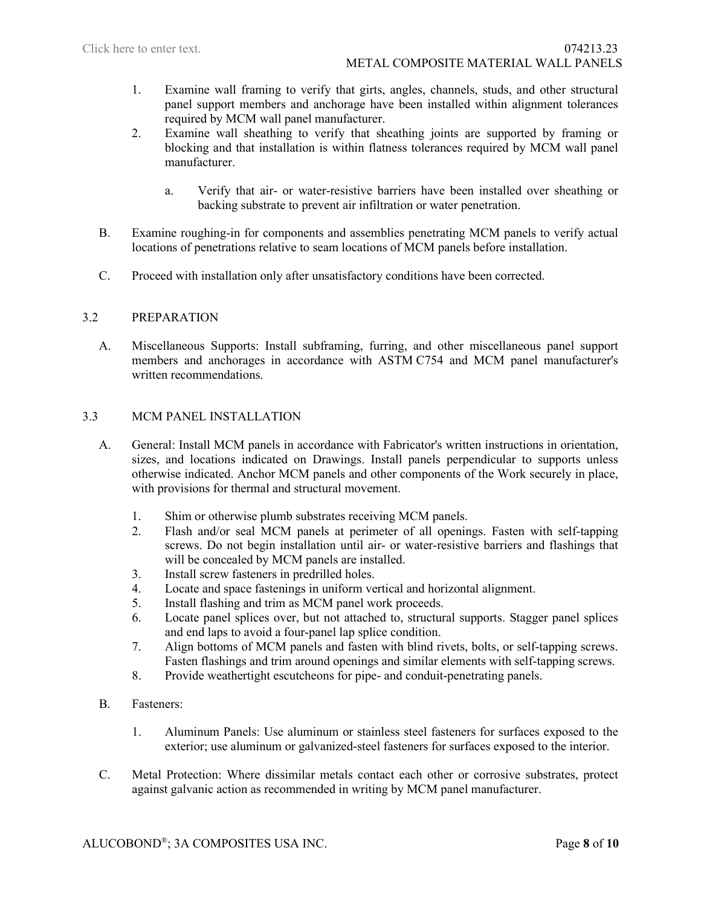1. Examine wall framing to verify that girts, angles, channels, studs, and other structural panel support members and anchorage have been installed within alignment tolerances required by MCM wall panel manufacturer.
2. Examine wall sheathing to verify that sheathing joints are supported by framing or blocking and that installation is within flatness tolerances required by MCM wall panel manufacturer.

    a. Verify that air- or water-resistive barriers have been installed over sheathing or backing substrate to prevent air infiltration or water penetration.

B. Examine roughing-in for components and assemblies penetrating MCM panels to verify actual locations of penetrations relative to seam locations of MCM panels before installation.

C. Proceed with installation only after unsatisfactory conditions have been corrected.

## 3.2 PREPARATION

A. Miscellaneous Supports: Install subframing, furring, and other miscellaneous panel support members and anchorages in accordance with ASTM C754 and MCM panel manufacturer's written recommendations.

## 3.3 MCM PANEL INSTALLATION

A. General: Install MCM panels in accordance with Fabricator's written instructions in orientation, sizes, and locations indicated on Drawings. Install panels perpendicular to supports unless otherwise indicated. Anchor MCM panels and other components of the Work securely in place, with provisions for thermal and structural movement.

1. Shim or otherwise plumb substrates receiving MCM panels.
2. Flash and/or seal MCM panels at perimeter of all openings. Fasten with self-tapping screws. Do not begin installation until air- or water-resistive barriers and flashings that will be concealed by MCM panels are installed.
3. Install screw fasteners in predrilled holes.
4. Locate and space fastenings in uniform vertical and horizontal alignment.
5. Install flashing and trim as MCM panel work proceeds.
6. Locate panel splices over, but not attached to, structural supports. Stagger panel splices and end laps to avoid a four-panel lap splice condition.
7. Align bottoms of MCM panels and fasten with blind rivets, bolts, or self-tapping screws. Fasten flashings and trim around openings and similar elements with self-tapping screws.
8. Provide weathertight escutcheons for pipe- and conduit-penetrating panels.

B. Fasteners:

1. Aluminum Panels: Use aluminum or stainless steel fasteners for surfaces exposed to the exterior; use aluminum or galvanized-steel fasteners for surfaces exposed to the interior.

C. Metal Protection: Where dissimilar metals contact each other or corrosive substrates, protect against galvanic action as recommended in writing by MCM panel manufacturer.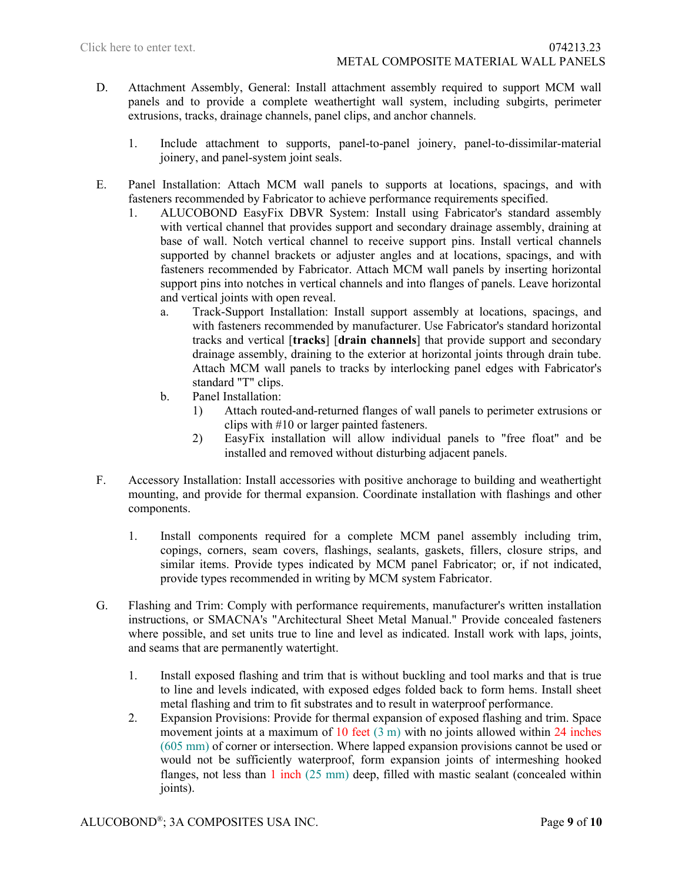D. Attachment Assembly, General: Install attachment assembly required to support MCM wall panels and to provide a complete weathertight wall system, including subgirts, perimeter extrusions, tracks, drainage channels, panel clips, and anchor channels.

   1. Include attachment to supports, panel-to-panel joinery, panel-to-dissimilar-material joinery, and panel-system joint seals.

E. Panel Installation: Attach MCM wall panels to supports at locations, spacings, and with fasteners recommended by Fabricator to achieve performance requirements specified.

   1. ALUCOBOND EasyFix DBVR System: Install using Fabricator's standard assembly with vertical channel that provides support and secondary drainage assembly, draining at base of wall. Notch vertical channel to receive support pins. Install vertical channels supported by channel brackets or adjuster angles and at locations, spacings, and with fasteners recommended by Fabricator. Attach MCM wall panels by inserting horizontal support pins into notches in vertical channels and into flanges of panels. Leave horizontal and vertical joints with open reveal.

      a. Track-Support Installation: Install support assembly at locations, spacings, and with fasteners recommended by manufacturer. Use Fabricator's standard horizontal tracks and vertical [**tracks**] [**drain channels**] that provide support and secondary drainage assembly, draining to the exterior at horizontal joints through drain tube. Attach MCM wall panels to tracks by interlocking panel edges with Fabricator's standard "T" clips.

      b. Panel Installation:

         1) Attach routed-and-returned flanges of wall panels to perimeter extrusions or clips with #10 or larger painted fasteners.

         2) EasyFix installation will allow individual panels to "free float" and be installed and removed without disturbing adjacent panels.

F. Accessory Installation: Install accessories with positive anchorage to building and weathertight mounting, and provide for thermal expansion. Coordinate installation with flashings and other components.

   1. Install components required for a complete MCM panel assembly including trim, copings, corners, seam covers, flashings, sealants, gaskets, fillers, closure strips, and similar items. Provide types indicated by MCM panel Fabricator; or, if not indicated, provide types recommended in writing by MCM system Fabricator.

G. Flashing and Trim: Comply with performance requirements, manufacturer's written installation instructions, or SMACNA's "Architectural Sheet Metal Manual." Provide concealed fasteners where possible, and set units true to line and level as indicated. Install work with laps, joints, and seams that are permanently watertight.

   1. Install exposed flashing and trim that is without buckling and tool marks and that is true to line and levels indicated, with exposed edges folded back to form hems. Install sheet metal flashing and trim to fit substrates and to result in waterproof performance.

   2. Expansion Provisions: Provide for thermal expansion of exposed flashing and trim. Space movement joints at a maximum of 10 feet (3 m) with no joints allowed within 24 inches (605 mm) of corner or intersection. Where lapped expansion provisions cannot be used or would not be sufficiently waterproof, form expansion joints of intermeshing hooked flanges, not less than 1 inch (25 mm) deep, filled with mastic sealant (concealed within joints).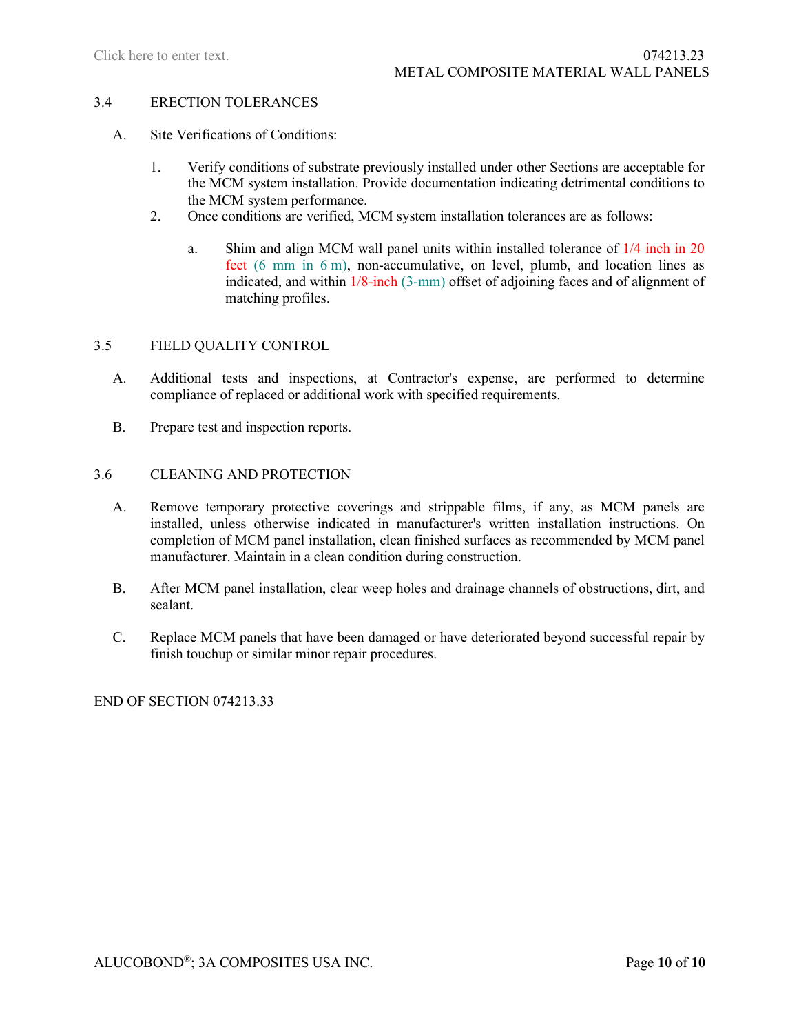## 3.4 ERECTION TOLERANCES

A. Site Verifications of Conditions:

1. Verify conditions of substrate previously installed under other Sections are acceptable for the MCM system installation. Provide documentation indicating detrimental conditions to the MCM system performance.
2. Once conditions are verified, MCM system installation tolerances are as follows:

   a. Shim and align MCM wall panel units within installed tolerance of 1/4 inch in 20 feet (6 mm in 6 m), non-accumulative, on level, plumb, and location lines as indicated, and within 1/8-inch (3-mm) offset of adjoining faces and of alignment of matching profiles.

## 3.5 FIELD QUALITY CONTROL

A. Additional tests and inspections, at Contractor's expense, are performed to determine compliance of replaced or additional work with specified requirements.

B. Prepare test and inspection reports.

## 3.6 CLEANING AND PROTECTION

A. Remove temporary protective coverings and strippable films, if any, as MCM panels are installed, unless otherwise indicated in manufacturer's written installation instructions. On completion of MCM panel installation, clean finished surfaces as recommended by MCM panel manufacturer. Maintain in a clean condition during construction.

B. After MCM panel installation, clear weep holes and drainage channels of obstructions, dirt, and sealant.

C. Replace MCM panels that have been damaged or have deteriorated beyond successful repair by finish touchup or similar minor repair procedures.

END OF SECTION 074213.33